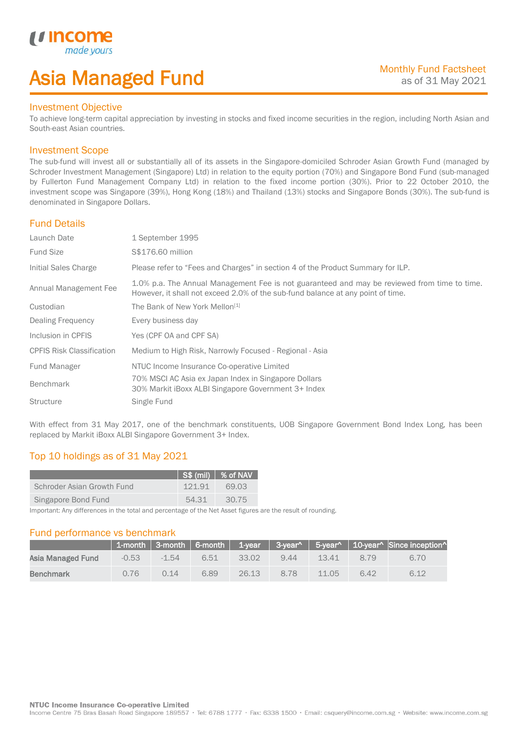# Asia Managed Fund

Monthly Fund Factsheet
as of 31 May 2021

## Investment Objective

To achieve long-term capital appreciation by investing in stocks and fixed income securities in the region, including North Asian and South-east Asian countries.

## Investment Scope

The sub-fund will invest all or substantially all of its assets in the Singapore-domiciled Schroder Asian Growth Fund (managed by Schroder Investment Management (Singapore) Ltd) in relation to the equity portion (70%) and Singapore Bond Fund (sub-managed by Fullerton Fund Management Company Ltd) in relation to the fixed income portion (30%). Prior to 22 October 2010, the investment scope was Singapore (39%), Hong Kong (18%) and Thailand (13%) stocks and Singapore Bonds (30%). The sub-fund is denominated in Singapore Dollars.

## Fund Details

| | |
|---|---|
| Launch Date | 1 September 1995 |
| Fund Size | S$176.60 million |
| Initial Sales Charge | Please refer to "Fees and Charges" in section 4 of the Product Summary for ILP. |
| Annual Management Fee | 1.0% p.a. The Annual Management Fee is not guaranteed and may be reviewed from time to time. However, it shall not exceed 2.0% of the sub-fund balance at any point of time. |
| Custodian | The Bank of New York Mellon[1] |
| Dealing Frequency | Every business day |
| Inclusion in CPFIS | Yes (CPF OA and CPF SA) |
| CPFIS Risk Classification | Medium to High Risk, Narrowly Focused - Regional - Asia |
| Fund Manager | NTUC Income Insurance Co-operative Limited |
| Benchmark | 70% MSCI AC Asia ex Japan Index in Singapore Dollars<br>30% Markit iBoxx ALBI Singapore Government 3+ Index |
| Structure | Single Fund |

With effect from 31 May 2017, one of the benchmark constituents, UOB Singapore Government Bond Index Long, has been replaced by Markit iBoxx ALBI Singapore Government 3+ Index.

## Top 10 holdings as of 31 May 2021

| | S$ (mil) | % of NAV |
|---|---|---|
| Schroder Asian Growth Fund | 121.91 | 69.03 |
| Singapore Bond Fund | 54.31 | 30.75 |

Important: Any differences in the total and percentage of the Net Asset figures are the result of rounding.

## Fund performance vs benchmark

| | 1-month | 3-month | 6-month | 1-year | 3-year^ | 5-year^ | 10-year^ | Since inception^ |
|---|---|---|---|---|---|---|---|---|
| **Asia Managed Fund** | -0.53 | -1.54 | 6.51 | 33.02 | 9.44 | 13.41 | 8.79 | 6.70 |
| **Benchmark** | 0.76 | 0.14 | 6.89 | 26.13 | 8.78 | 11.05 | 6.42 | 6.12 |

**NTUC Income Insurance Co-operative Limited**
Income Centre 75 Bras Basah Road Singapore 189557 • Tel: 6788 1777 • Fax: 6338 1500 • Email: csquery@income.com.sg • Website: www.income.com.sg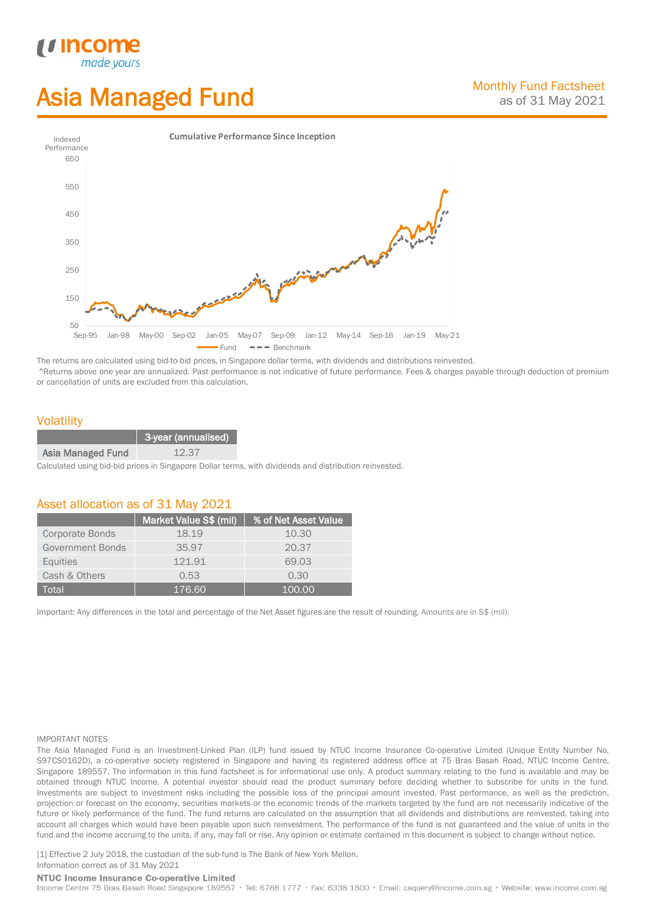# Asia Managed Fund

Monthly Fund Factsheet
as of 31 May 2021

Cumulative Performance Since Inception

Indexed Performance

650
550
450
350
250
150
50

Sep-95 Jan-98 May-00 Sep-02 Jan-05 May-07 Sep-09 Jan-12 May-14 Sep-16 Jan-19 May-21

Fund Benchmark

The returns are calculated using bid-to-bid prices, in Singapore dollar terms, with dividends and distributions reinvested.
^Returns above one year are annualized. Past performance is not indicative of future performance. Fees & charges payable through deduction of premium or cancellation of units are excluded from this calculation.

## Volatility

| | 3-year (annualised) |
|---|---|
| Asia Managed Fund | 12.37 |

Calculated using bid-bid prices in Singapore Dollar terms, with dividends and distribution reinvested.

## Asset allocation as of 31 May 2021

| | Market Value S$ (mil) | % of Net Asset Value |
|---|---|---|
| Corporate Bonds | 18.19 | 10.30 |
| Government Bonds | 35.97 | 20.37 |
| Equities | 121.91 | 69.03 |
| Cash & Others | 0.53 | 0.30 |
| Total | 176.60 | 100.00 |

Important: Any differences in the total and percentage of the Net Asset figures are the result of rounding. Amounts are in S$ (mil).

IMPORTANT NOTES
The Asia Managed Fund is an Investment-Linked Plan (ILP) fund issued by NTUC Income Insurance Co-operative Limited (Unique Entity Number No. S97CS0162D), a co-operative society registered in Singapore and having its registered address office at 75 Bras Basah Road, NTUC Income Centre, Singapore 189557. The information in this fund factsheet is for informational use only. A product summary relating to the fund is available and may be obtained through NTUC Income. A potential investor should read the product summary before deciding whether to subscribe for units in the fund. Investments are subject to investment risks including the possible loss of the principal amount invested. Past performance, as well as the prediction, projection or forecast on the economy, securities markets or the economic trends of the markets targeted by the fund are not necessarily indicative of the future or likely performance of the fund. The fund returns are calculated on the assumption that all dividends and distributions are reinvested, taking into account all charges which would have been payable upon such reinvestment. The performance of the fund is not guaranteed and the value of units in the fund and the income accruing to the units, if any, may fall or rise. Any opinion or estimate contained in this document is subject to change without notice.

[1] Effective 2 July 2018, the custodian of the sub-fund is The Bank of New York Mellon.
Information correct as of 31 May 2021

**NTUC Income Insurance Co-operative Limited**
Income Centre 75 Bras Basah Road Singapore 189557 · Tel: 6788 1777 · Fax: 6338 1500 · Email: csquery@income.com.sg · Website: www.income.com.sg